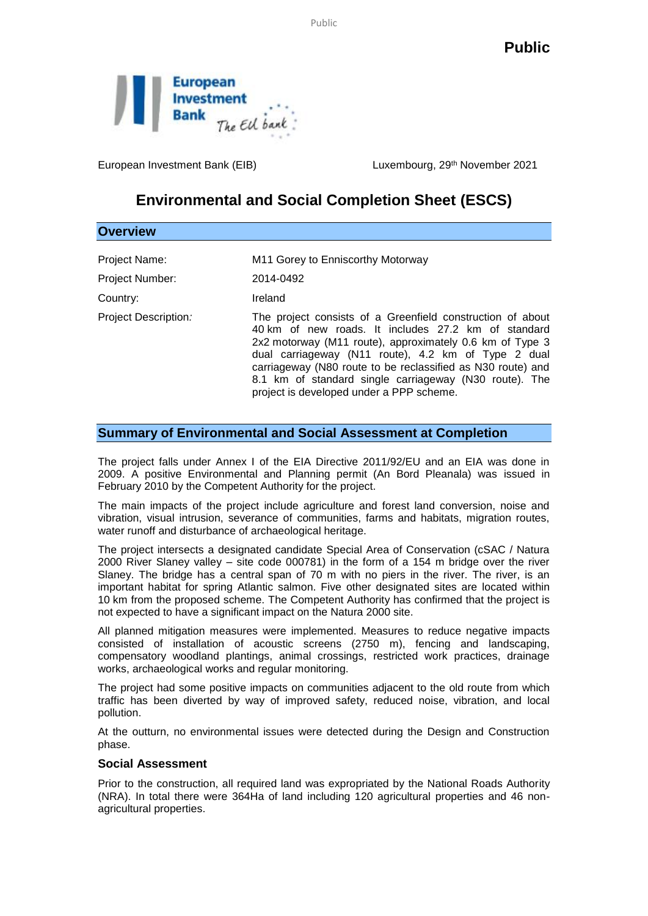**Public**

European Investment Bank (EIB) Luxembourg, 29th November 2021

# Environmental and Social Completion Sheet (ESCS)

## Overview

| | |
|---|---|
| Project Name: | M11 Gorey to Enniscorthy Motorway |
| Project Number: | 2014-0492 |
| Country: | Ireland |
| Project Description: | The project consists of a Greenfield construction of about 40 km of new roads. It includes 27.2 km of standard 2x2 motorway (M11 route), approximately 0.6 km of Type 3 dual carriageway (N11 route), 4.2 km of Type 2 dual carriageway (N80 route to be reclassified as N30 route) and 8.1 km of standard single carriageway (N30 route). The project is developed under a PPP scheme. |

## Summary of Environmental and Social Assessment at Completion

The project falls under Annex I of the EIA Directive 2011/92/EU and an EIA was done in 2009. A positive Environmental and Planning permit (An Bord Pleanala) was issued in February 2010 by the Competent Authority for the project.

The main impacts of the project include agriculture and forest land conversion, noise and vibration, visual intrusion, severance of communities, farms and habitats, migration routes, water runoff and disturbance of archaeological heritage.

The project intersects a designated candidate Special Area of Conservation (cSAC / Natura 2000 River Slaney valley – site code 000781) in the form of a 154 m bridge over the river Slaney. The bridge has a central span of 70 m with no piers in the river. The river, is an important habitat for spring Atlantic salmon. Five other designated sites are located within 10 km from the proposed scheme. The Competent Authority has confirmed that the project is not expected to have a significant impact on the Natura 2000 site.

All planned mitigation measures were implemented. Measures to reduce negative impacts consisted of installation of acoustic screens (2750 m), fencing and landscaping, compensatory woodland plantings, animal crossings, restricted work practices, drainage works, archaeological works and regular monitoring.

The project had some positive impacts on communities adjacent to the old route from which traffic has been diverted by way of improved safety, reduced noise, vibration, and local pollution.

At the outturn, no environmental issues were detected during the Design and Construction phase.

### Social Assessment

Prior to the construction, all required land was expropriated by the National Roads Authority (NRA). In total there were 364Ha of land including 120 agricultural properties and 46 non-agricultural properties.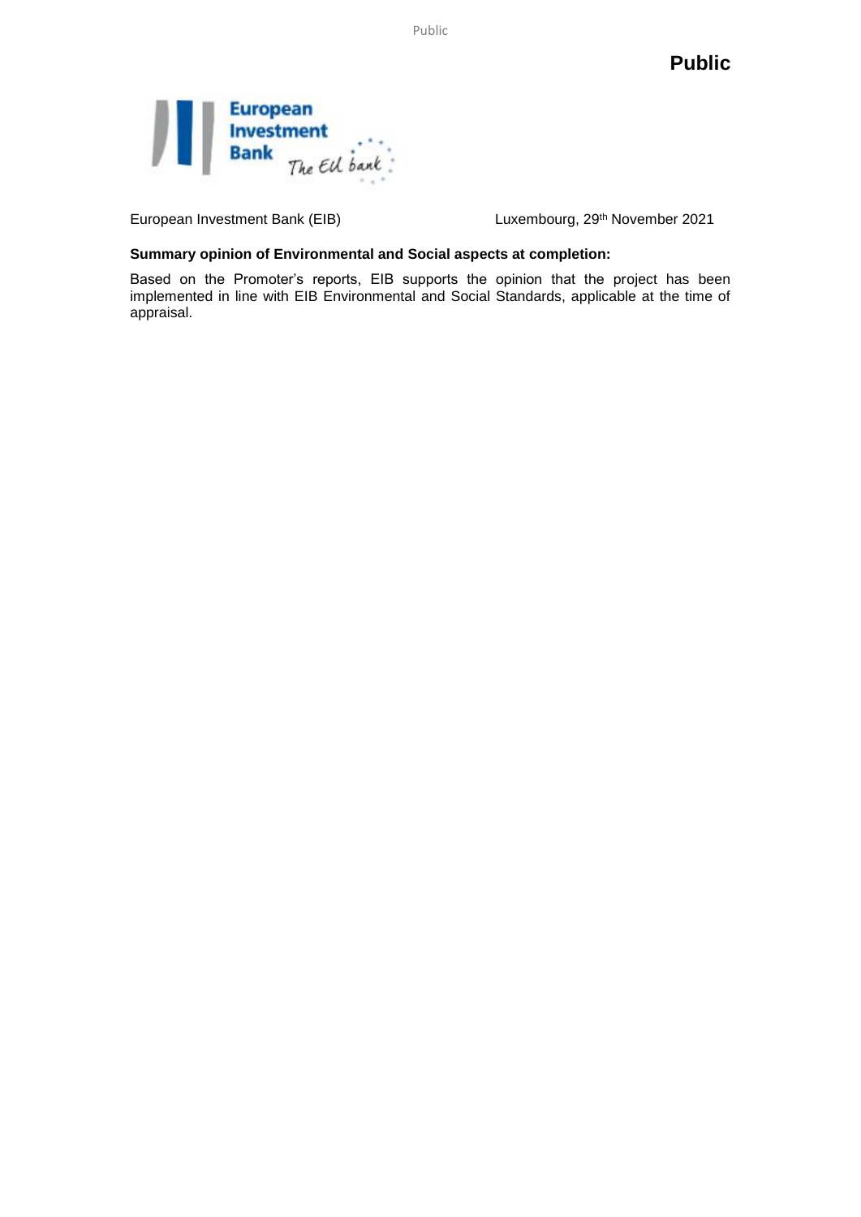**Public**

European Investment Bank (EIB)

Luxembourg, 29th November 2021

**Summary opinion of Environmental and Social aspects at completion:**

Based on the Promoter's reports, EIB supports the opinion that the project has been implemented in line with EIB Environmental and Social Standards, applicable at the time of appraisal.